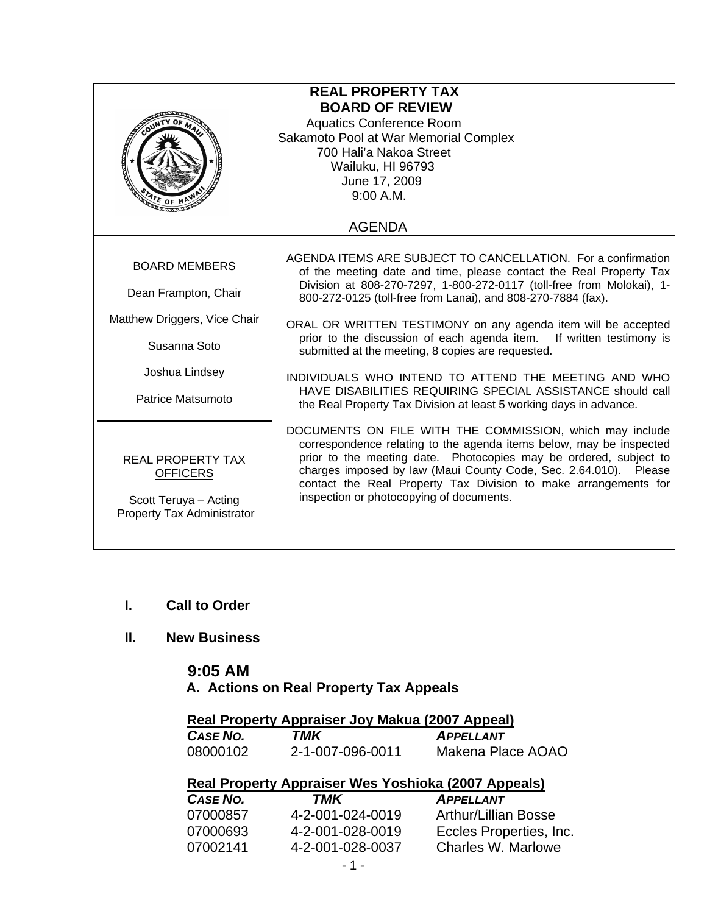# REAL PROPERTY TAX BOARD OF REVIEW

Aquatics Conference Room
Sakamoto Pool at War Memorial Complex
700 Hali'a Nakoa Street
Wailuku, HI 96793
June 17, 2009
9:00 A.M.

## AGENDA

**BOARD MEMBERS**

Dean Frampton, Chair

Matthew Driggers, Vice Chair

Susanna Soto

Joshua Lindsey

Patrice Matsumoto

**REAL PROPERTY TAX OFFICERS**

Scott Teruya – Acting Property Tax Administrator

AGENDA ITEMS ARE SUBJECT TO CANCELLATION. For a confirmation of the meeting date and time, please contact the Real Property Tax Division at 808-270-7297, 1-800-272-0117 (toll-free from Molokai), 1-800-272-0125 (toll-free from Lanai), and 808-270-7884 (fax).

ORAL OR WRITTEN TESTIMONY on any agenda item will be accepted prior to the discussion of each agenda item. If written testimony is submitted at the meeting, 8 copies are requested.

INDIVIDUALS WHO INTEND TO ATTEND THE MEETING AND WHO HAVE DISABILITIES REQUIRING SPECIAL ASSISTANCE should call the Real Property Tax Division at least 5 working days in advance.

DOCUMENTS ON FILE WITH THE COMMISSION, which may include correspondence relating to the agenda items below, may be inspected prior to the meeting date. Photocopies may be ordered, subject to charges imposed by law (Maui County Code, Sec. 2.64.010). Please contact the Real Property Tax Division to make arrangements for inspection or photocopying of documents.

**I. Call to Order**

**II. New Business**

**9:05 AM**

**A. Actions on Real Property Tax Appeals**

**Real Property Appraiser Joy Makua (2007 Appeal)**

| *CASE NO.* | *TMK* | *APPELLANT* |
|---|---|---|
| 08000102 | 2-1-007-096-0011 | Makena Place AOAO |

**Real Property Appraiser Wes Yoshioka (2007 Appeals)**

| *CASE NO.* | *TMK* | *APPELLANT* |
|---|---|---|
| 07000857 | 4-2-001-024-0019 | Arthur/Lillian Bosse |
| 07000693 | 4-2-001-028-0019 | Eccles Properties, Inc. |
| 07002141 | 4-2-001-028-0037 | Charles W. Marlowe |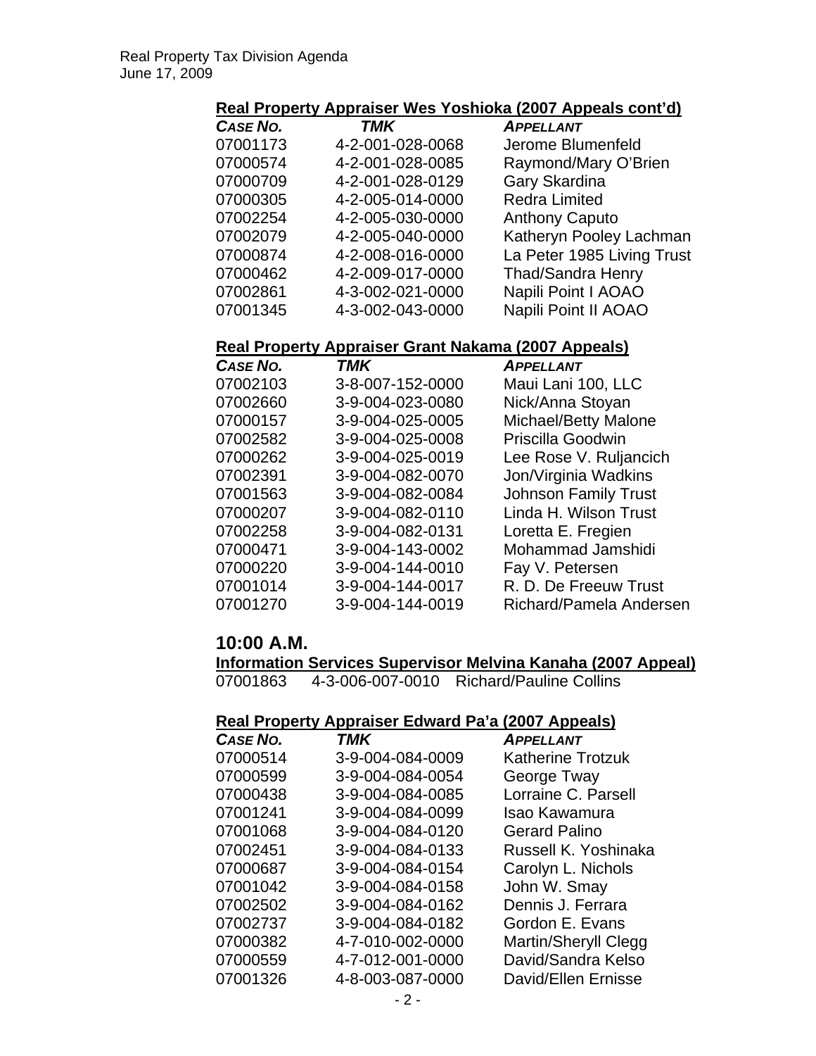Real Property Tax Division Agenda
June 17, 2009

**Real Property Appraiser Wes Yoshioka (2007 Appeals cont'd)**

| *CASE NO.* | *TMK* | *APPELLANT* |
|---|---|---|
| 07001173 | 4-2-001-028-0068 | Jerome Blumenfeld |
| 07000574 | 4-2-001-028-0085 | Raymond/Mary O'Brien |
| 07000709 | 4-2-001-028-0129 | Gary Skardina |
| 07000305 | 4-2-005-014-0000 | Redra Limited |
| 07002254 | 4-2-005-030-0000 | Anthony Caputo |
| 07002079 | 4-2-005-040-0000 | Katheryn Pooley Lachman |
| 07000874 | 4-2-008-016-0000 | La Peter 1985 Living Trust |
| 07000462 | 4-2-009-017-0000 | Thad/Sandra Henry |
| 07002861 | 4-3-002-021-0000 | Napili Point I AOAO |
| 07001345 | 4-3-002-043-0000 | Napili Point II AOAO |

**Real Property Appraiser Grant Nakama (2007 Appeals)**

| *CASE NO.* | *TMK* | *APPELLANT* |
|---|---|---|
| 07002103 | 3-8-007-152-0000 | Maui Lani 100, LLC |
| 07002660 | 3-9-004-023-0080 | Nick/Anna Stoyan |
| 07000157 | 3-9-004-025-0005 | Michael/Betty Malone |
| 07002582 | 3-9-004-025-0008 | Priscilla Goodwin |
| 07000262 | 3-9-004-025-0019 | Lee Rose V. Ruljancich |
| 07002391 | 3-9-004-082-0070 | Jon/Virginia Wadkins |
| 07001563 | 3-9-004-082-0084 | Johnson Family Trust |
| 07000207 | 3-9-004-082-0110 | Linda H. Wilson Trust |
| 07002258 | 3-9-004-082-0131 | Loretta E. Fregien |
| 07000471 | 3-9-004-143-0002 | Mohammad Jamshidi |
| 07000220 | 3-9-004-144-0010 | Fay V. Petersen |
| 07001014 | 3-9-004-144-0017 | R. D. De Freeuw Trust |
| 07001270 | 3-9-004-144-0019 | Richard/Pamela Andersen |

## 10:00 A.M.

**Information Services Supervisor Melvina Kanaha (2007 Appeal)**

07001863 4-3-006-007-0010 Richard/Pauline Collins

**Real Property Appraiser Edward Pa'a (2007 Appeals)**

| *CASE NO.* | *TMK* | *APPELLANT* |
|---|---|---|
| 07000514 | 3-9-004-084-0009 | Katherine Trotzuk |
| 07000599 | 3-9-004-084-0054 | George Tway |
| 07000438 | 3-9-004-084-0085 | Lorraine C. Parsell |
| 07001241 | 3-9-004-084-0099 | Isao Kawamura |
| 07001068 | 3-9-004-084-0120 | Gerard Palino |
| 07002451 | 3-9-004-084-0133 | Russell K. Yoshinaka |
| 07000687 | 3-9-004-084-0154 | Carolyn L. Nichols |
| 07001042 | 3-9-004-084-0158 | John W. Smay |
| 07002502 | 3-9-004-084-0162 | Dennis J. Ferrara |
| 07002737 | 3-9-004-084-0182 | Gordon E. Evans |
| 07000382 | 4-7-010-002-0000 | Martin/Sheryll Clegg |
| 07000559 | 4-7-012-001-0000 | David/Sandra Kelso |
| 07001326 | 4-8-003-087-0000 | David/Ellen Ernisse |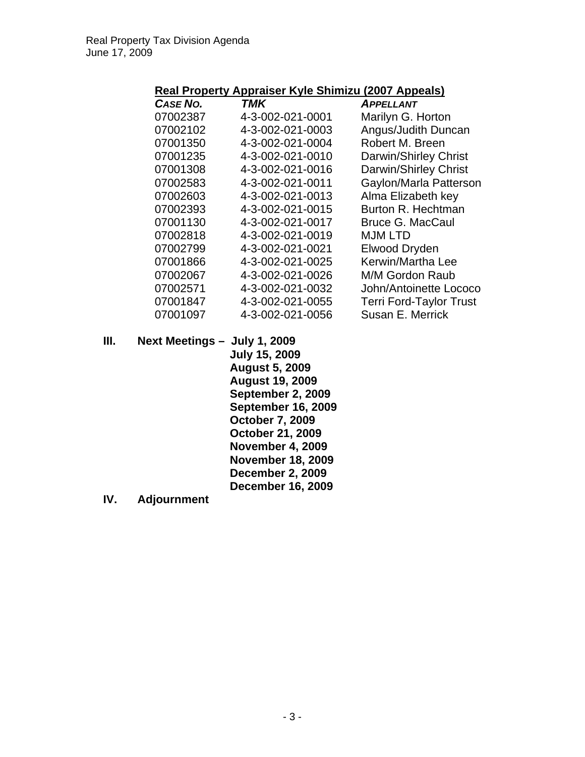**Real Property Appraiser Kyle Shimizu (2007 Appeals)**

| *CASE NO.* | *TMK* | *APPELLANT* |
|---|---|---|
| 07002387 | 4-3-002-021-0001 | Marilyn G. Horton |
| 07002102 | 4-3-002-021-0003 | Angus/Judith Duncan |
| 07001350 | 4-3-002-021-0004 | Robert M. Breen |
| 07001235 | 4-3-002-021-0010 | Darwin/Shirley Christ |
| 07001308 | 4-3-002-021-0016 | Darwin/Shirley Christ |
| 07002583 | 4-3-002-021-0011 | Gaylon/Marla Patterson |
| 07002603 | 4-3-002-021-0013 | Alma Elizabeth key |
| 07002393 | 4-3-002-021-0015 | Burton R. Hechtman |
| 07001130 | 4-3-002-021-0017 | Bruce G. MacCaul |
| 07002818 | 4-3-002-021-0019 | MJM LTD |
| 07002799 | 4-3-002-021-0021 | Elwood Dryden |
| 07001866 | 4-3-002-021-0025 | Kerwin/Martha Lee |
| 07002067 | 4-3-002-021-0026 | M/M Gordon Raub |
| 07002571 | 4-3-002-021-0032 | John/Antoinette Lococo |
| 07001847 | 4-3-002-021-0055 | Terri Ford-Taylor Trust |
| 07001097 | 4-3-002-021-0056 | Susan E. Merrick |

**III. Next Meetings –**
- **July 1, 2009**
- **July 15, 2009**
- **August 5, 2009**
- **August 19, 2009**
- **September 2, 2009**
- **September 16, 2009**
- **October 7, 2009**
- **October 21, 2009**
- **November 4, 2009**
- **November 18, 2009**
- **December 2, 2009**
- **December 16, 2009**

**IV. Adjournment**